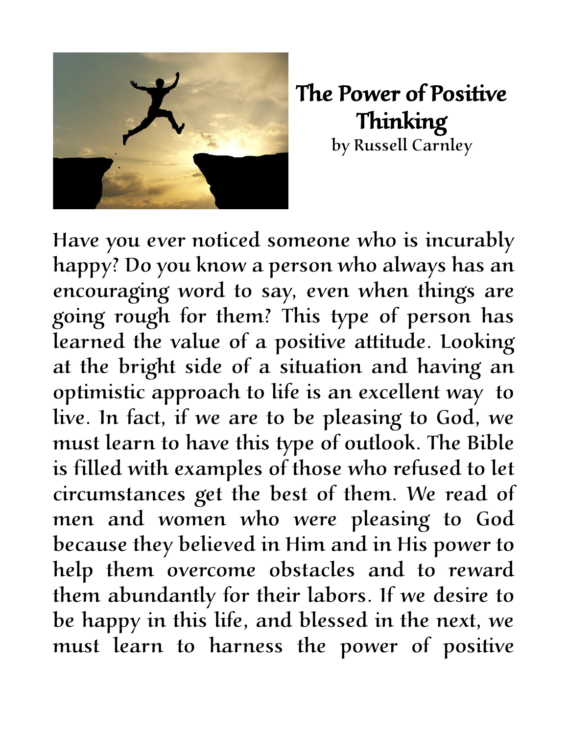# The Power of Positive Thinking

by Russell Carnley

Have you ever noticed someone who is incurably happy? Do you know a person who always has an encouraging word to say, even when things are going rough for them? This type of person has learned the value of a positive attitude. Looking at the bright side of a situation and having an optimistic approach to life is an excellent way to live. In fact, if we are to be pleasing to God, we must learn to have this type of outlook. The Bible is filled with examples of those who refused to let circumstances get the best of them. We read of men and women who were pleasing to God because they believed in Him and in His power to help them overcome obstacles and to reward them abundantly for their labors. If we desire to be happy in this life, and blessed in the next, we must learn to harness the power of positive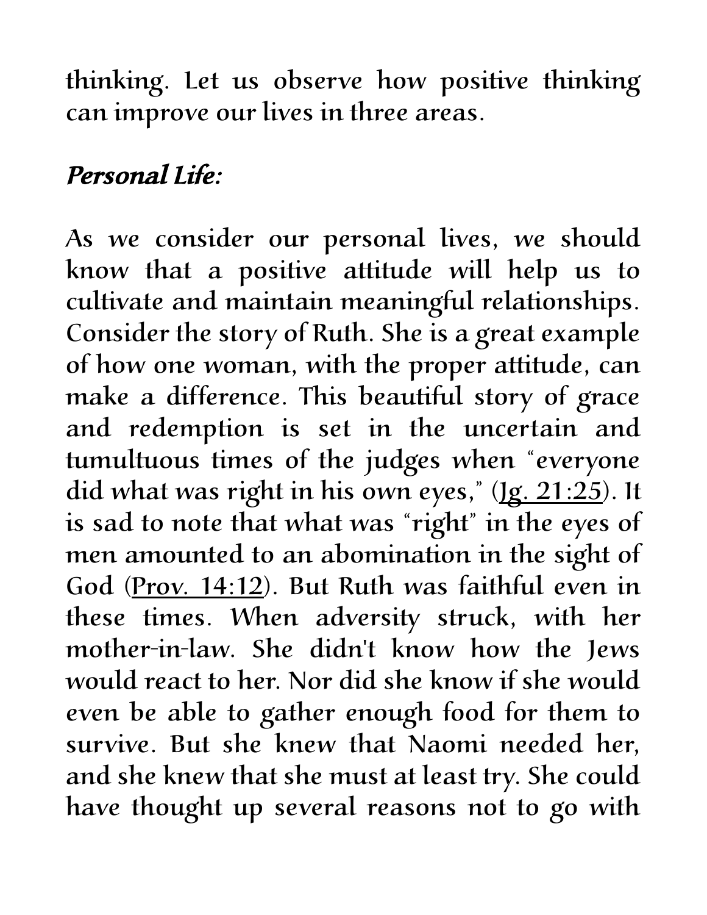thinking. Let us observe how positive thinking can improve our lives in three areas.

***Personal Life:***

As we consider our personal lives, we should know that a positive attitude will help us to cultivate and maintain meaningful relationships. Consider the story of Ruth. She is a great example of how one woman, with the proper attitude, can make a difference. This beautiful story of grace and redemption is set in the uncertain and tumultuous times of the judges when "everyone did what was right in his own eyes," (Jg. 21:25). It is sad to note that what was "right" in the eyes of men amounted to an abomination in the sight of God (Prov. 14:12). But Ruth was faithful even in these times. When adversity struck, with her mother-in-law. She didn't know how the Jews would react to her. Nor did she know if she would even be able to gather enough food for them to survive. But she knew that Naomi needed her, and she knew that she must at least try. She could have thought up several reasons not to go with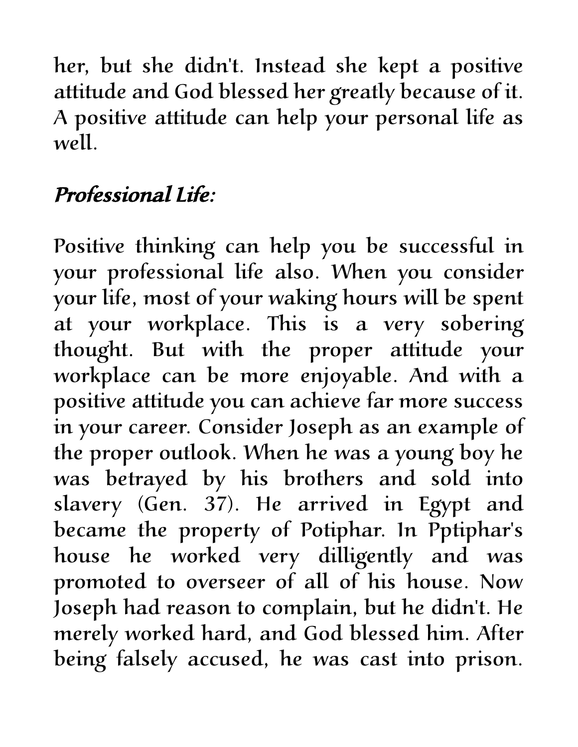her, but she didn't. Instead she kept a positive attitude and God blessed her greatly because of it. A positive attitude can help your personal life as well.

***Professional Life:***

Positive thinking can help you be successful in your professional life also. When you consider your life, most of your waking hours will be spent at your workplace. This is a very sobering thought. But with the proper attitude your workplace can be more enjoyable. And with a positive attitude you can achieve far more success in your career. Consider Joseph as an example of the proper outlook. When he was a young boy he was betrayed by his brothers and sold into slavery (Gen. 37). He arrived in Egypt and became the property of Potiphar. In Pptiphar's house he worked very dilligently and was promoted to overseer of all of his house. Now Joseph had reason to complain, but he didn't. He merely worked hard, and God blessed him. After being falsely accused, he was cast into prison.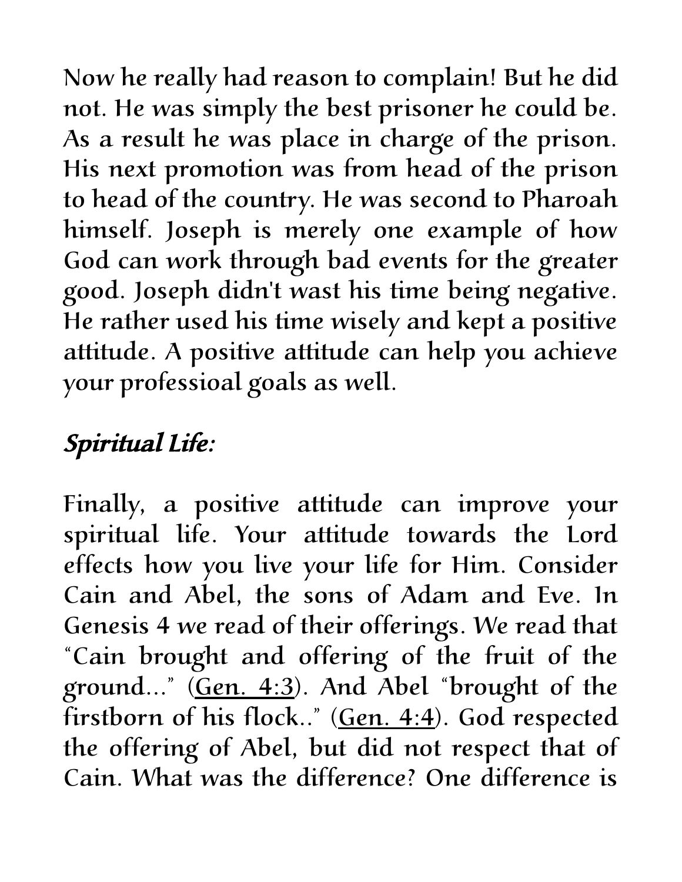Now he really had reason to complain! But he did not. He was simply the best prisoner he could be. As a result he was place in charge of the prison. His next promotion was from head of the prison to head of the country. He was second to Pharoah himself. Joseph is merely one example of how God can work through bad events for the greater good. Joseph didn't wast his time being negative. He rather used his time wisely and kept a positive attitude. A positive attitude can help you achieve your professioal goals as well.

## *Spiritual Life:*

Finally, a positive attitude can improve your spiritual life. Your attitude towards the Lord effects how you live your life for Him. Consider Cain and Abel, the sons of Adam and Eve. In Genesis 4 we read of their offerings. We read that "Cain brought and offering of the fruit of the ground..." (Gen. 4:3). And Abel "brought of the firstborn of his flock.." (Gen. 4:4). God respected the offering of Abel, but did not respect that of Cain. What was the difference? One difference is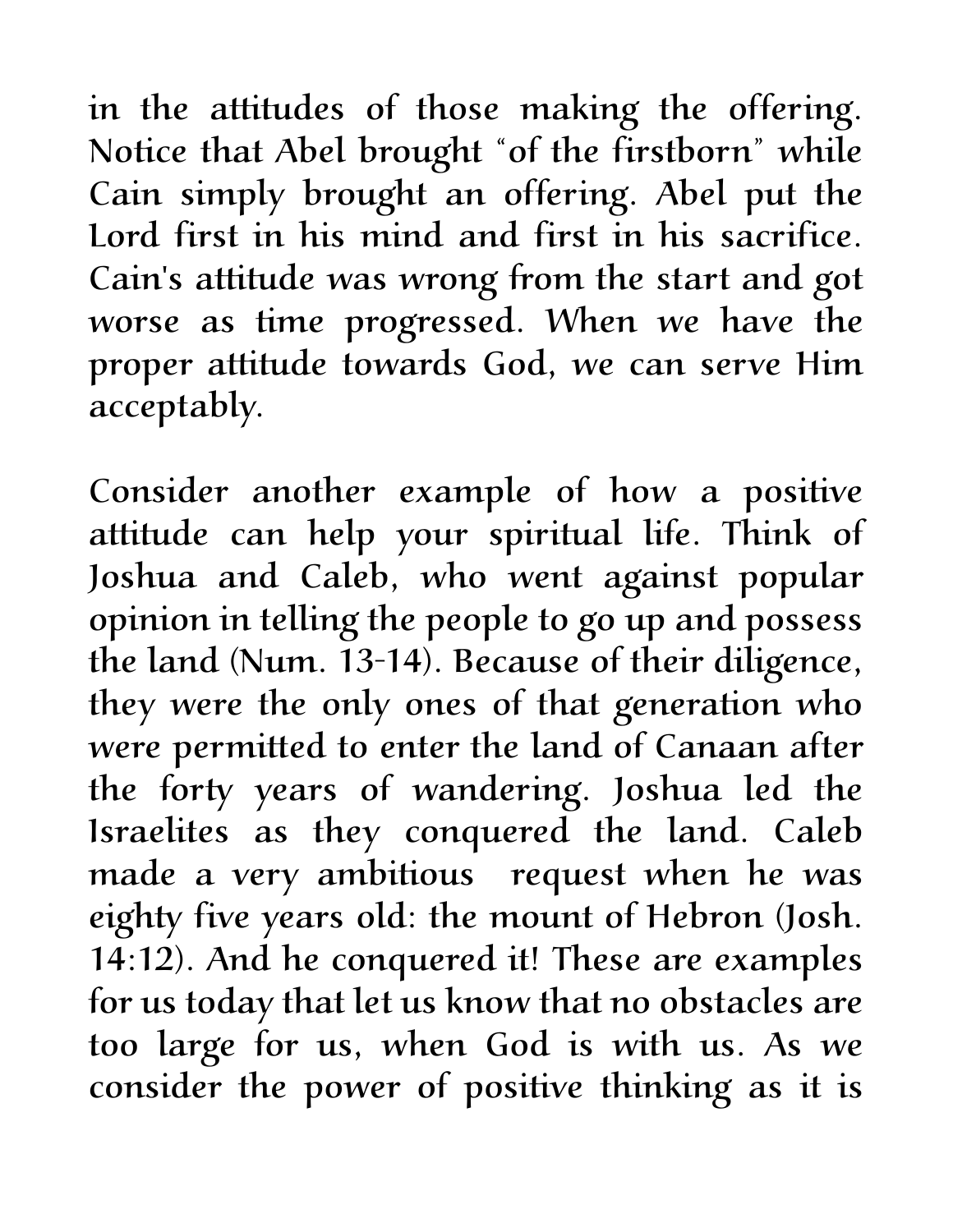in the attitudes of those making the offering. Notice that Abel brought "of the firstborn" while Cain simply brought an offering. Abel put the Lord first in his mind and first in his sacrifice. Cain's attitude was wrong from the start and got worse as time progressed. When we have the proper attitude towards God, we can serve Him acceptably.

Consider another example of how a positive attitude can help your spiritual life. Think of Joshua and Caleb, who went against popular opinion in telling the people to go up and possess the land (Num. 13-14). Because of their diligence, they were the only ones of that generation who were permitted to enter the land of Canaan after the forty years of wandering. Joshua led the Israelites as they conquered the land. Caleb made a very ambitious request when he was eighty five years old: the mount of Hebron (Josh. 14:12). And he conquered it! These are examples for us today that let us know that no obstacles are too large for us, when God is with us. As we consider the power of positive thinking as it is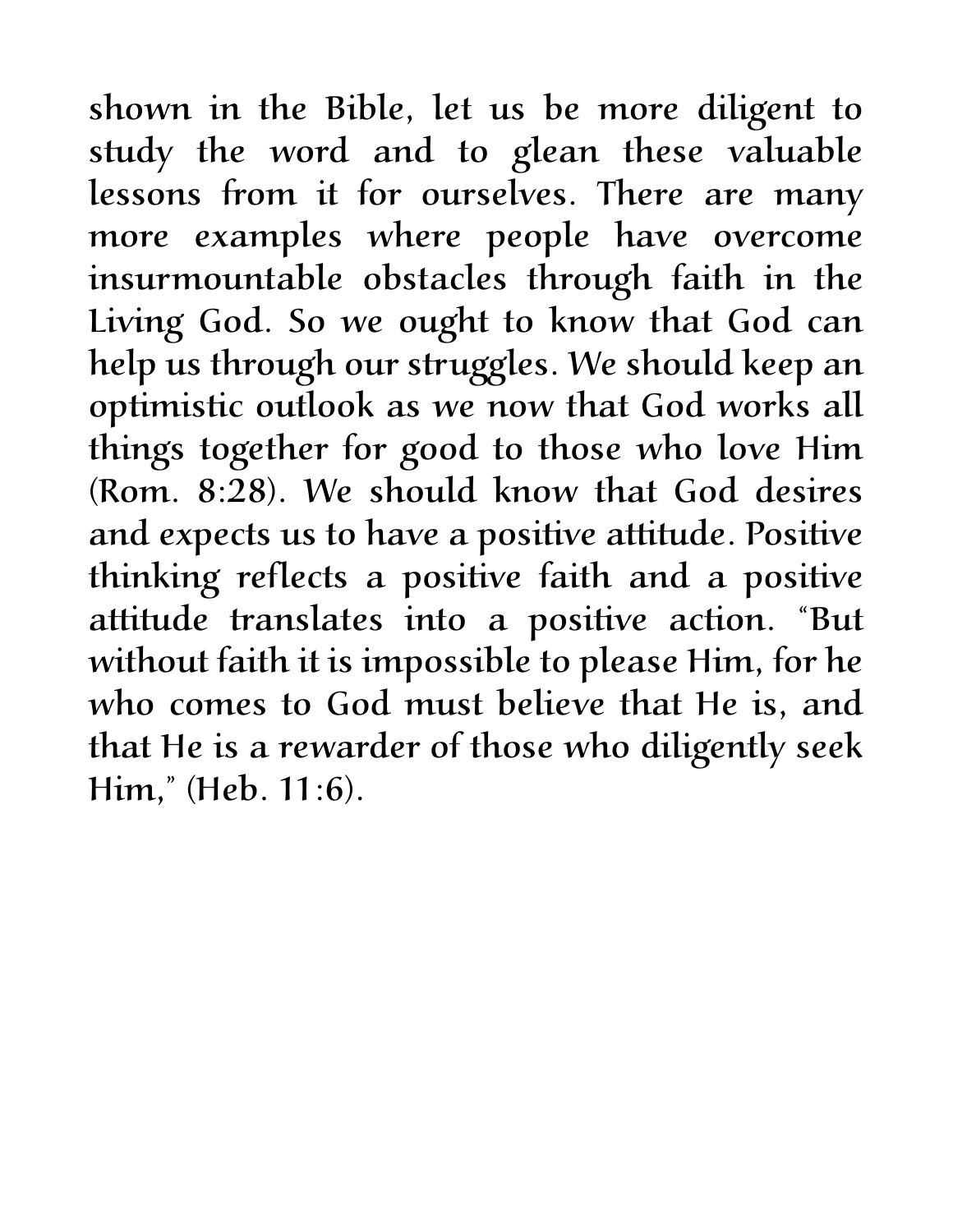shown in the Bible, let us be more diligent to study the word and to glean these valuable lessons from it for ourselves. There are many more examples where people have overcome insurmountable obstacles through faith in the Living God. So we ought to know that God can help us through our struggles. We should keep an optimistic outlook as we now that God works all things together for good to those who love Him (Rom. 8:28). We should know that God desires and expects us to have a positive attitude. Positive thinking reflects a positive faith and a positive attitude translates into a positive action. "But without faith it is impossible to please Him, for he who comes to God must believe that He is, and that He is a rewarder of those who diligently seek Him," (Heb. 11:6).